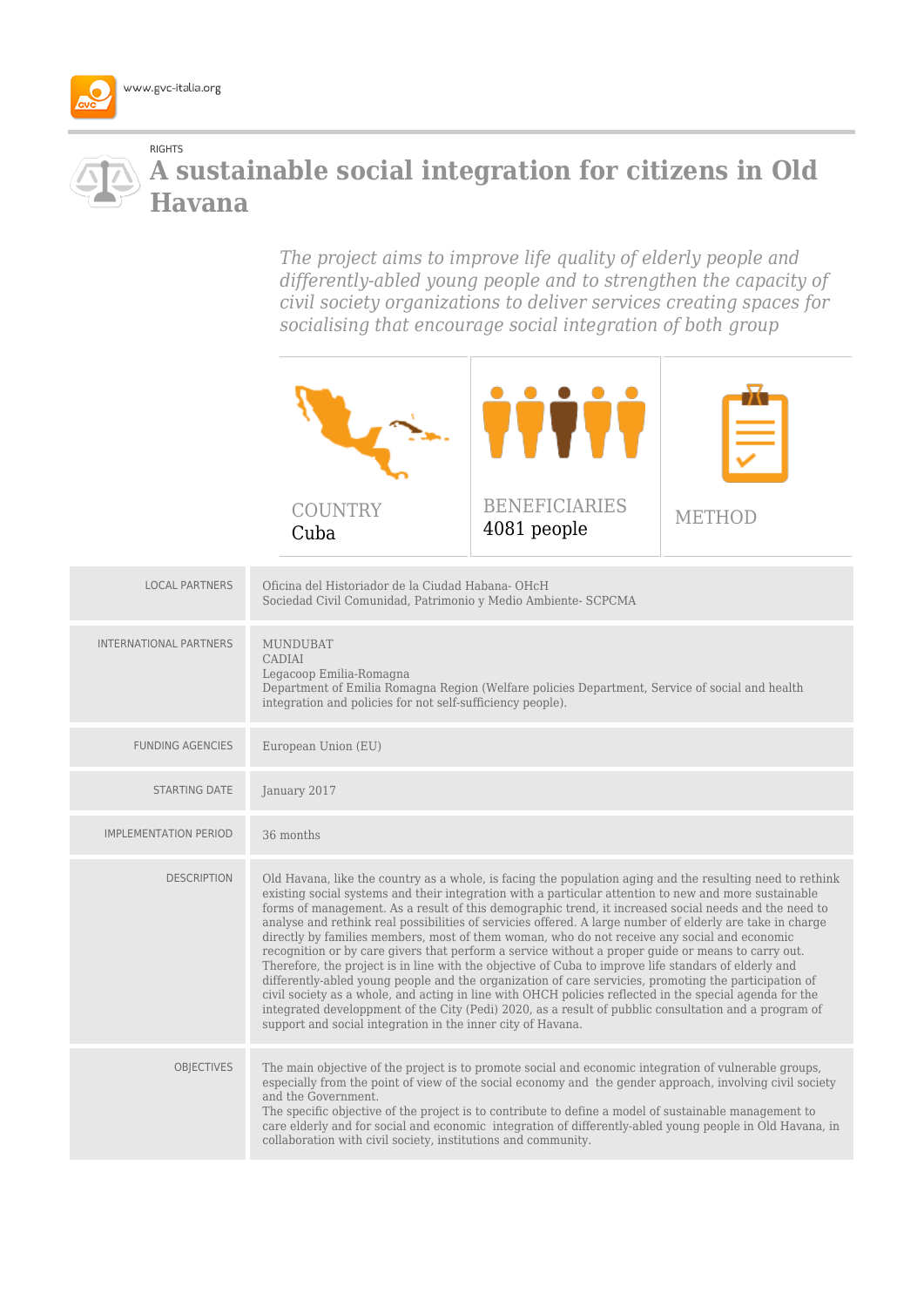www.gvc-italia.org

RIGHTS

# A sustainable social integration for citizens in Old Havana

*The project aims to improve life quality of elderly people and differently-abled young people and to strengthen the capacity of civil society organizations to deliver services creating spaces for socialising that encourage social integration of both group*

| COUNTRY | BENEFICIARIES | METHOD |
|---|---|---|
| Cuba | 4081 people | |

| | |
|---|---|
| LOCAL PARTNERS | Oficina del Historiador de la Ciudad Habana- OHcH<br>Sociedad Civil Comunidad, Patrimonio y Medio Ambiente- SCPCMA |
| INTERNATIONAL PARTNERS | MUNDUBAT<br>CADIAI<br>Legacoop Emilia-Romagna<br>Department of Emilia Romagna Region (Welfare policies Department, Service of social and health integration and policies for not self-sufficiency people). |
| FUNDING AGENCIES | European Union (EU) |
| STARTING DATE | January 2017 |
| IMPLEMENTATION PERIOD | 36 months |
| DESCRIPTION | Old Havana, like the country as a whole, is facing the population aging and the resulting need to rethink existing social systems and their integration with a particular attention to new and more sustainable forms of management. As a result of this demographic trend, it increased social needs and the need to analyse and rethink real possibilities of servicies offered. A large number of elderly are take in charge directly by families members, most of them woman, who do not receive any social and economic recognition or by care givers that perform a service without a proper guide or means to carry out. Therefore, the project is in line with the objective of Cuba to improve life standars of elderly and differently-abled young people and the organization of care servicies, promoting the participation of civil society as a whole, and acting in line with OHCH policies reflected in the special agenda for the integrated developpment of the City (Pedi) 2020, as a result of pubblic consultation and a program of support and social integration in the inner city of Havana. |
| OBJECTIVES | The main objective of the project is to promote social and economic integration of vulnerable groups, especially from the point of view of the social economy and the gender approach, involving civil society and the Government.<br>The specific objective of the project is to contribute to define a model of sustainable management to care elderly and for social and economic integration of differently-abled young people in Old Havana, in collaboration with civil society, institutions and community. |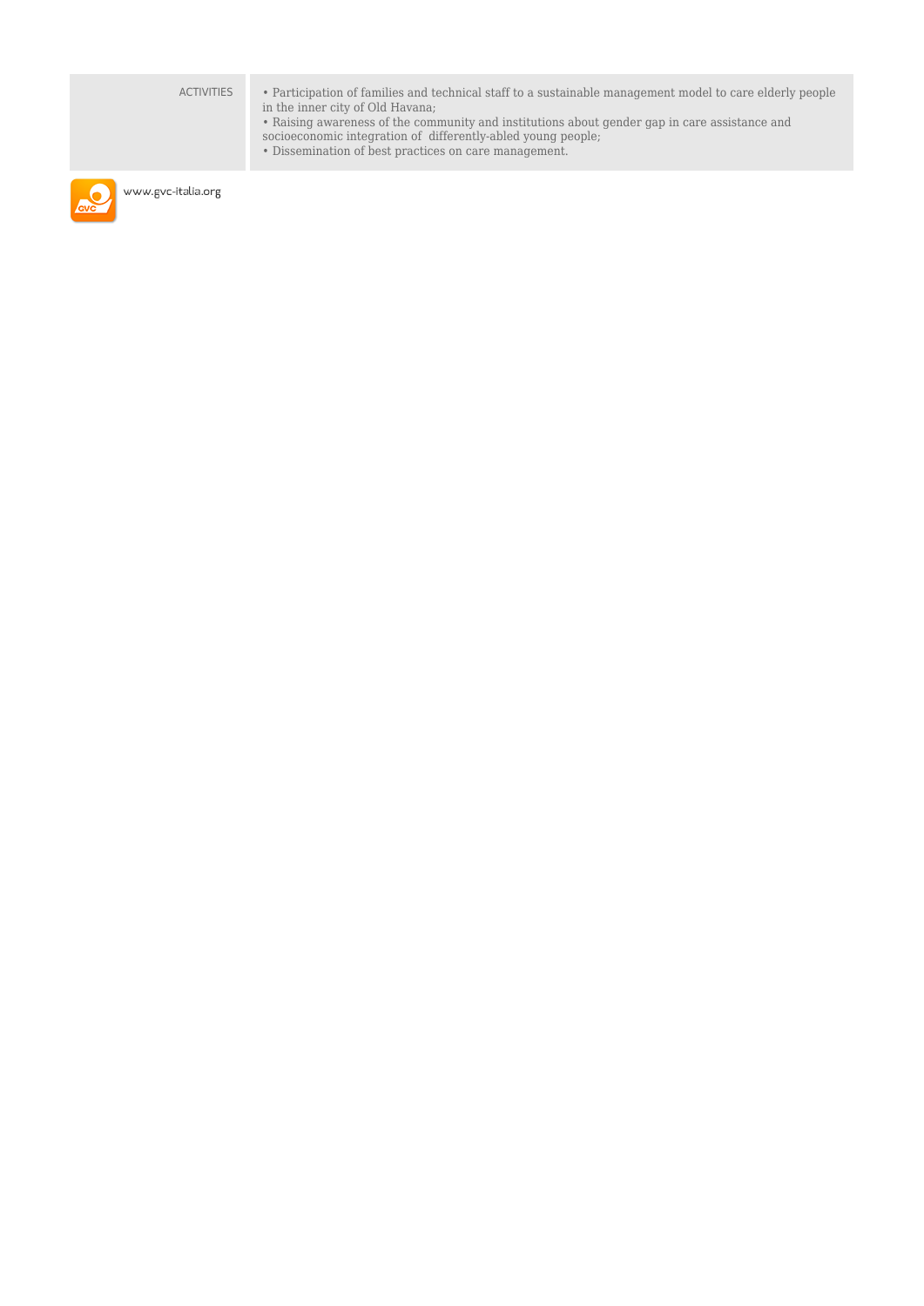| | |
| --- | --- |
| ACTIVITIES | • Participation of families and technical staff to a sustainable management model to care elderly people in the inner city of Old Havana;<br>• Raising awareness of the community and institutions about gender gap in care assistance and socioeconomic integration of differently-abled young people;<br>• Dissemination of best practices on care management. |

www.gvc-italia.org